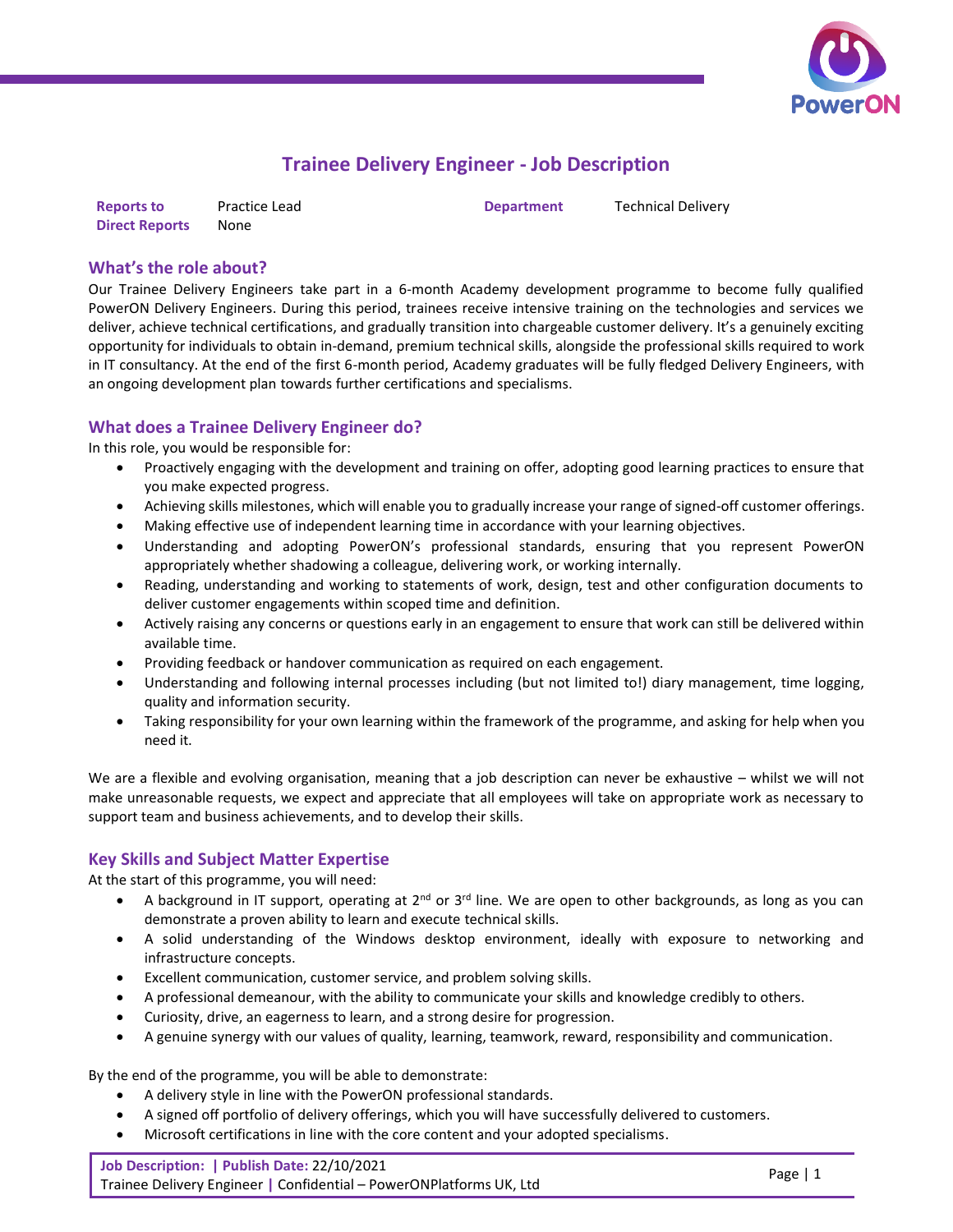# Trainee Delivery Engineer - Job Description

| | | | |
|---|---|---|---|
| **Reports to** | Practice Lead | **Department** | Technical Delivery |
| **Direct Reports** | None | | |

## What's the role about?

Our Trainee Delivery Engineers take part in a 6-month Academy development programme to become fully qualified PowerON Delivery Engineers. During this period, trainees receive intensive training on the technologies and services we deliver, achieve technical certifications, and gradually transition into chargeable customer delivery. It's a genuinely exciting opportunity for individuals to obtain in-demand, premium technical skills, alongside the professional skills required to work in IT consultancy. At the end of the first 6-month period, Academy graduates will be fully fledged Delivery Engineers, with an ongoing development plan towards further certifications and specialisms.

## What does a Trainee Delivery Engineer do?

In this role, you would be responsible for:

- Proactively engaging with the development and training on offer, adopting good learning practices to ensure that you make expected progress.
- Achieving skills milestones, which will enable you to gradually increase your range of signed-off customer offerings.
- Making effective use of independent learning time in accordance with your learning objectives.
- Understanding and adopting PowerON's professional standards, ensuring that you represent PowerON appropriately whether shadowing a colleague, delivering work, or working internally.
- Reading, understanding and working to statements of work, design, test and other configuration documents to deliver customer engagements within scoped time and definition.
- Actively raising any concerns or questions early in an engagement to ensure that work can still be delivered within available time.
- Providing feedback or handover communication as required on each engagement.
- Understanding and following internal processes including (but not limited to!) diary management, time logging, quality and information security.
- Taking responsibility for your own learning within the framework of the programme, and asking for help when you need it.

We are a flexible and evolving organisation, meaning that a job description can never be exhaustive – whilst we will not make unreasonable requests, we expect and appreciate that all employees will take on appropriate work as necessary to support team and business achievements, and to develop their skills.

## Key Skills and Subject Matter Expertise

At the start of this programme, you will need:

- A background in IT support, operating at 2nd or 3rd line. We are open to other backgrounds, as long as you can demonstrate a proven ability to learn and execute technical skills.
- A solid understanding of the Windows desktop environment, ideally with exposure to networking and infrastructure concepts.
- Excellent communication, customer service, and problem solving skills.
- A professional demeanour, with the ability to communicate your skills and knowledge credibly to others.
- Curiosity, drive, an eagerness to learn, and a strong desire for progression.
- A genuine synergy with our values of quality, learning, teamwork, reward, responsibility and communication.

By the end of the programme, you will be able to demonstrate:

- A delivery style in line with the PowerON professional standards.
- A signed off portfolio of delivery offerings, which you will have successfully delivered to customers.
- Microsoft certifications in line with the core content and your adopted specialisms.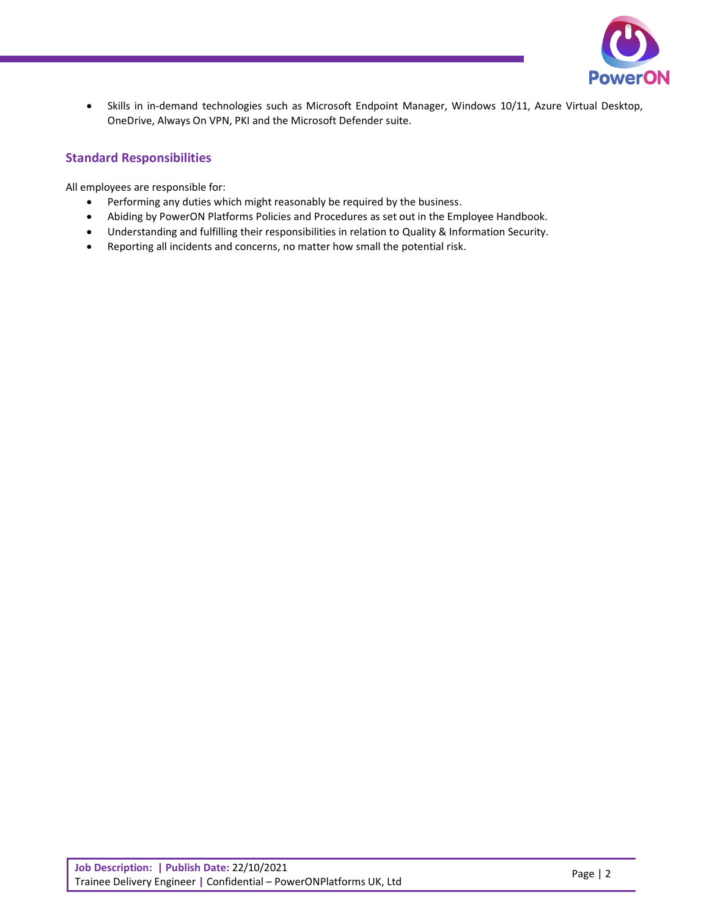- Skills in in-demand technologies such as Microsoft Endpoint Manager, Windows 10/11, Azure Virtual Desktop, OneDrive, Always On VPN, PKI and the Microsoft Defender suite.

## Standard Responsibilities

All employees are responsible for:

- Performing any duties which might reasonably be required by the business.
- Abiding by PowerON Platforms Policies and Procedures as set out in the Employee Handbook.
- Understanding and fulfilling their responsibilities in relation to Quality & Information Security.
- Reporting all incidents and concerns, no matter how small the potential risk.